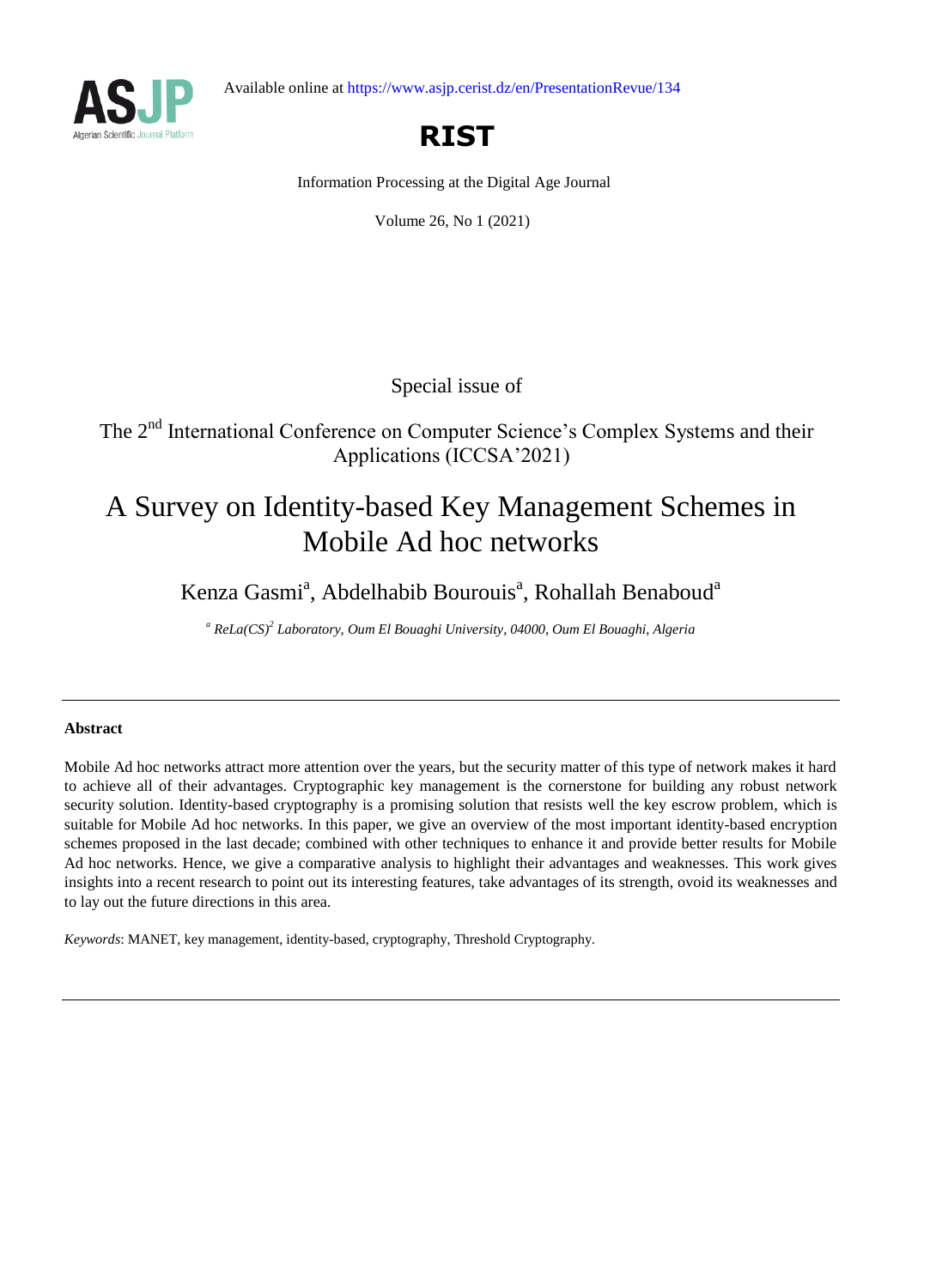Available online at https://www.asjp.cerist.dz/en/PresentationRevue/134

# RIST

Information Processing at the Digital Age Journal

Volume 26, No 1 (2021)

Special issue of

The 2nd International Conference on Computer Science's Complex Systems and their Applications (ICCSA'2021)

# A Survey on Identity-based Key Management Schemes in Mobile Ad hoc networks

Kenza Gasmi[a], Abdelhabib Bourouis[a], Rohallah Benaboud[a]

*[a] ReLa(CS)[2] Laboratory, Oum El Bouaghi University, 04000, Oum El Bouaghi, Algeria*

---

**Abstract**

Mobile Ad hoc networks attract more attention over the years, but the security matter of this type of network makes it hard to achieve all of their advantages. Cryptographic key management is the cornerstone for building any robust network security solution. Identity-based cryptography is a promising solution that resists well the key escrow problem, which is suitable for Mobile Ad hoc networks. In this paper, we give an overview of the most important identity-based encryption schemes proposed in the last decade; combined with other techniques to enhance it and provide better results for Mobile Ad hoc networks. Hence, we give a comparative analysis to highlight their advantages and weaknesses. This work gives insights into a recent research to point out its interesting features, take advantages of its strength, ovoid its weaknesses and to lay out the future directions in this area.

*Keywords*: MANET, key management, identity-based, cryptography, Threshold Cryptography.

---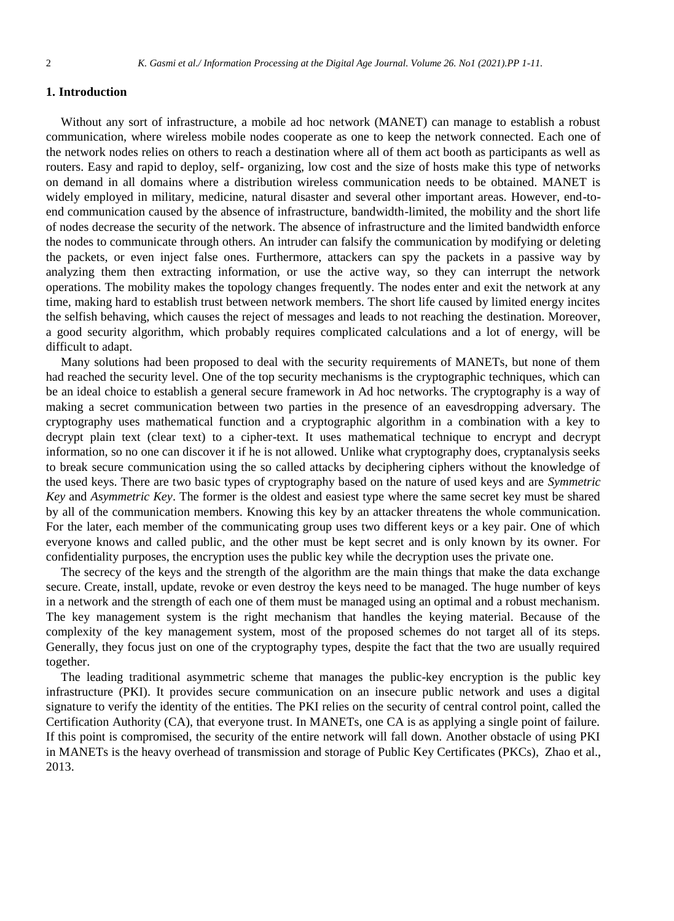## 1. Introduction

Without any sort of infrastructure, a mobile ad hoc network (MANET) can manage to establish a robust communication, where wireless mobile nodes cooperate as one to keep the network connected. Each one of the network nodes relies on others to reach a destination where all of them act booth as participants as well as routers. Easy and rapid to deploy, self- organizing, low cost and the size of hosts make this type of networks on demand in all domains where a distribution wireless communication needs to be obtained. MANET is widely employed in military, medicine, natural disaster and several other important areas. However, end-to-end communication caused by the absence of infrastructure, bandwidth-limited, the mobility and the short life of nodes decrease the security of the network. The absence of infrastructure and the limited bandwidth enforce the nodes to communicate through others. An intruder can falsify the communication by modifying or deleting the packets, or even inject false ones. Furthermore, attackers can spy the packets in a passive way by analyzing them then extracting information, or use the active way, so they can interrupt the network operations. The mobility makes the topology changes frequently. The nodes enter and exit the network at any time, making hard to establish trust between network members. The short life caused by limited energy incites the selfish behaving, which causes the reject of messages and leads to not reaching the destination. Moreover, a good security algorithm, which probably requires complicated calculations and a lot of energy, will be difficult to adapt.

Many solutions had been proposed to deal with the security requirements of MANETs, but none of them had reached the security level. One of the top security mechanisms is the cryptographic techniques, which can be an ideal choice to establish a general secure framework in Ad hoc networks. The cryptography is a way of making a secret communication between two parties in the presence of an eavesdropping adversary. The cryptography uses mathematical function and a cryptographic algorithm in a combination with a key to decrypt plain text (clear text) to a cipher-text. It uses mathematical technique to encrypt and decrypt information, so no one can discover it if he is not allowed. Unlike what cryptography does, cryptanalysis seeks to break secure communication using the so called attacks by deciphering ciphers without the knowledge of the used keys. There are two basic types of cryptography based on the nature of used keys and are *Symmetric Key* and *Asymmetric Key*. The former is the oldest and easiest type where the same secret key must be shared by all of the communication members. Knowing this key by an attacker threatens the whole communication. For the later, each member of the communicating group uses two different keys or a key pair. One of which everyone knows and called public, and the other must be kept secret and is only known by its owner. For confidentiality purposes, the encryption uses the public key while the decryption uses the private one.

The secrecy of the keys and the strength of the algorithm are the main things that make the data exchange secure. Create, install, update, revoke or even destroy the keys need to be managed. The huge number of keys in a network and the strength of each one of them must be managed using an optimal and a robust mechanism. The key management system is the right mechanism that handles the keying material. Because of the complexity of the key management system, most of the proposed schemes do not target all of its steps. Generally, they focus just on one of the cryptography types, despite the fact that the two are usually required together.

The leading traditional asymmetric scheme that manages the public-key encryption is the public key infrastructure (PKI). It provides secure communication on an insecure public network and uses a digital signature to verify the identity of the entities. The PKI relies on the security of central control point, called the Certification Authority (CA), that everyone trust. In MANETs, one CA is as applying a single point of failure. If this point is compromised, the security of the entire network will fall down. Another obstacle of using PKI in MANETs is the heavy overhead of transmission and storage of Public Key Certificates (PKCs), Zhao et al., 2013.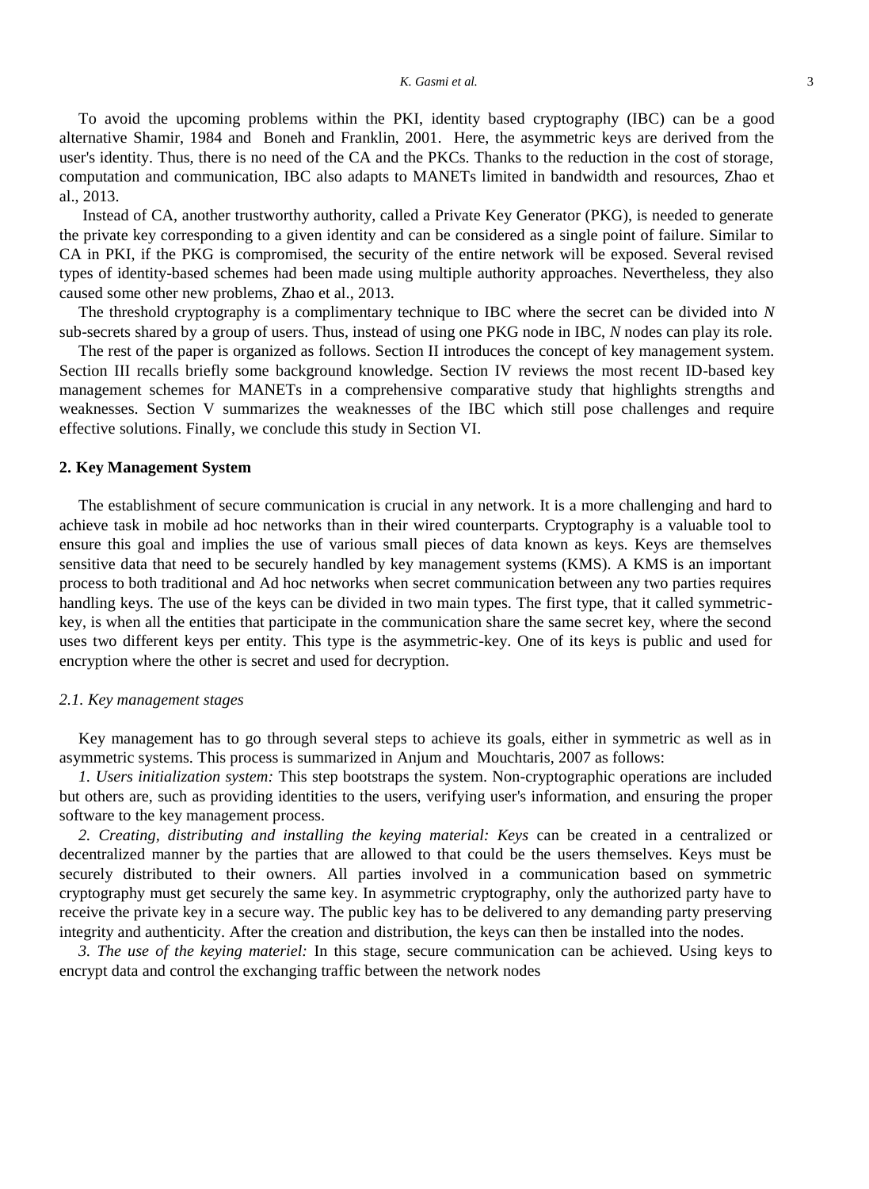To avoid the upcoming problems within the PKI, identity based cryptography (IBC) can be a good alternative Shamir, 1984 and Boneh and Franklin, 2001. Here, the asymmetric keys are derived from the user's identity. Thus, there is no need of the CA and the PKCs. Thanks to the reduction in the cost of storage, computation and communication, IBC also adapts to MANETs limited in bandwidth and resources, Zhao et al., 2013.

Instead of CA, another trustworthy authority, called a Private Key Generator (PKG), is needed to generate the private key corresponding to a given identity and can be considered as a single point of failure. Similar to CA in PKI, if the PKG is compromised, the security of the entire network will be exposed. Several revised types of identity-based schemes had been made using multiple authority approaches. Nevertheless, they also caused some other new problems, Zhao et al., 2013.

The threshold cryptography is a complimentary technique to IBC where the secret can be divided into *N* sub-secrets shared by a group of users. Thus, instead of using one PKG node in IBC, *N* nodes can play its role.

The rest of the paper is organized as follows. Section II introduces the concept of key management system. Section III recalls briefly some background knowledge. Section IV reviews the most recent ID-based key management schemes for MANETs in a comprehensive comparative study that highlights strengths and weaknesses. Section V summarizes the weaknesses of the IBC which still pose challenges and require effective solutions. Finally, we conclude this study in Section VI.

## 2. Key Management System

The establishment of secure communication is crucial in any network. It is a more challenging and hard to achieve task in mobile ad hoc networks than in their wired counterparts. Cryptography is a valuable tool to ensure this goal and implies the use of various small pieces of data known as keys. Keys are themselves sensitive data that need to be securely handled by key management systems (KMS). A KMS is an important process to both traditional and Ad hoc networks when secret communication between any two parties requires handling keys. The use of the keys can be divided in two main types. The first type, that it called symmetric-key, is when all the entities that participate in the communication share the same secret key, where the second uses two different keys per entity. This type is the asymmetric-key. One of its keys is public and used for encryption where the other is secret and used for decryption.

### *2.1. Key management stages*

Key management has to go through several steps to achieve its goals, either in symmetric as well as in asymmetric systems. This process is summarized in Anjum and Mouchtaris, 2007 as follows:

*1. Users initialization system:* This step bootstraps the system. Non-cryptographic operations are included but others are, such as providing identities to the users, verifying user's information, and ensuring the proper software to the key management process.

*2. Creating, distributing and installing the keying material: Keys* can be created in a centralized or decentralized manner by the parties that are allowed to that could be the users themselves. Keys must be securely distributed to their owners. All parties involved in a communication based on symmetric cryptography must get securely the same key. In asymmetric cryptography, only the authorized party have to receive the private key in a secure way. The public key has to be delivered to any demanding party preserving integrity and authenticity. After the creation and distribution, the keys can then be installed into the nodes.

*3. The use of the keying materiel:* In this stage, secure communication can be achieved. Using keys to encrypt data and control the exchanging traffic between the network nodes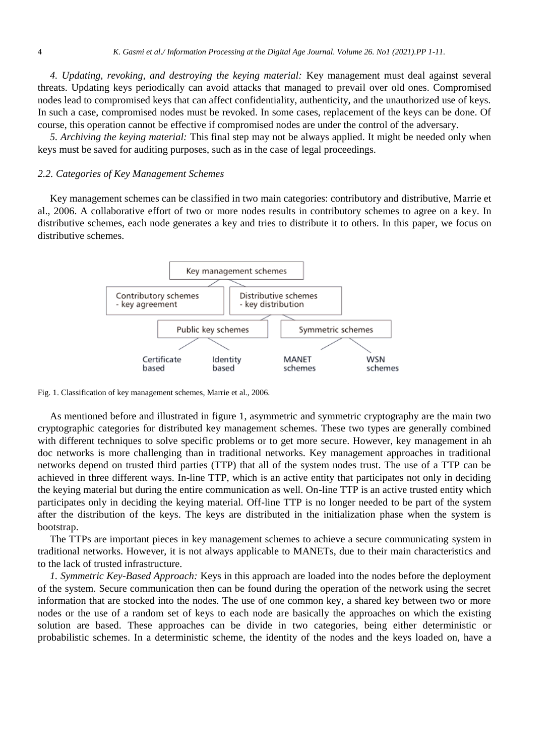*4. Updating, revoking, and destroying the keying material:* Key management must deal against several threats. Updating keys periodically can avoid attacks that managed to prevail over old ones. Compromised nodes lead to compromised keys that can affect confidentiality, authenticity, and the unauthorized use of keys. In such a case, compromised nodes must be revoked. In some cases, replacement of the keys can be done. Of course, this operation cannot be effective if compromised nodes are under the control of the adversary.

*5. Archiving the keying material:* This final step may not be always applied. It might be needed only when keys must be saved for auditing purposes, such as in the case of legal proceedings.

### *2.2. Categories of Key Management Schemes*

Key management schemes can be classified in two main categories: contributory and distributive, Marrie et al., 2006. A collaborative effort of two or more nodes results in contributory schemes to agree on a key. In distributive schemes, each node generates a key and tries to distribute it to others. In this paper, we focus on distributive schemes.

Key management schemes
- Contributory schemes - key agreement
- Distributive schemes - key distribution
  - Public key schemes
    - Certificate based
    - Identity based
  - Symmetric schemes
    - MANET schemes
    - WSN schemes

Fig. 1. Classification of key management schemes, Marrie et al., 2006.

As mentioned before and illustrated in figure 1, asymmetric and symmetric cryptography are the main two cryptographic categories for distributed key management schemes. These two types are generally combined with different techniques to solve specific problems or to get more secure. However, key management in ah doc networks is more challenging than in traditional networks. Key management approaches in traditional networks depend on trusted third parties (TTP) that all of the system nodes trust. The use of a TTP can be achieved in three different ways. In-line TTP, which is an active entity that participates not only in deciding the keying material but during the entire communication as well. On-line TTP is an active trusted entity which participates only in deciding the keying material. Off-line TTP is no longer needed to be part of the system after the distribution of the keys. The keys are distributed in the initialization phase when the system is bootstrap.

The TTPs are important pieces in key management schemes to achieve a secure communicating system in traditional networks. However, it is not always applicable to MANETs, due to their main characteristics and to the lack of trusted infrastructure.

*1. Symmetric Key-Based Approach:* Keys in this approach are loaded into the nodes before the deployment of the system. Secure communication then can be found during the operation of the network using the secret information that are stocked into the nodes. The use of one common key, a shared key between two or more nodes or the use of a random set of keys to each node are basically the approaches on which the existing solution are based. These approaches can be divide in two categories, being either deterministic or probabilistic schemes. In a deterministic scheme, the identity of the nodes and the keys loaded on, have a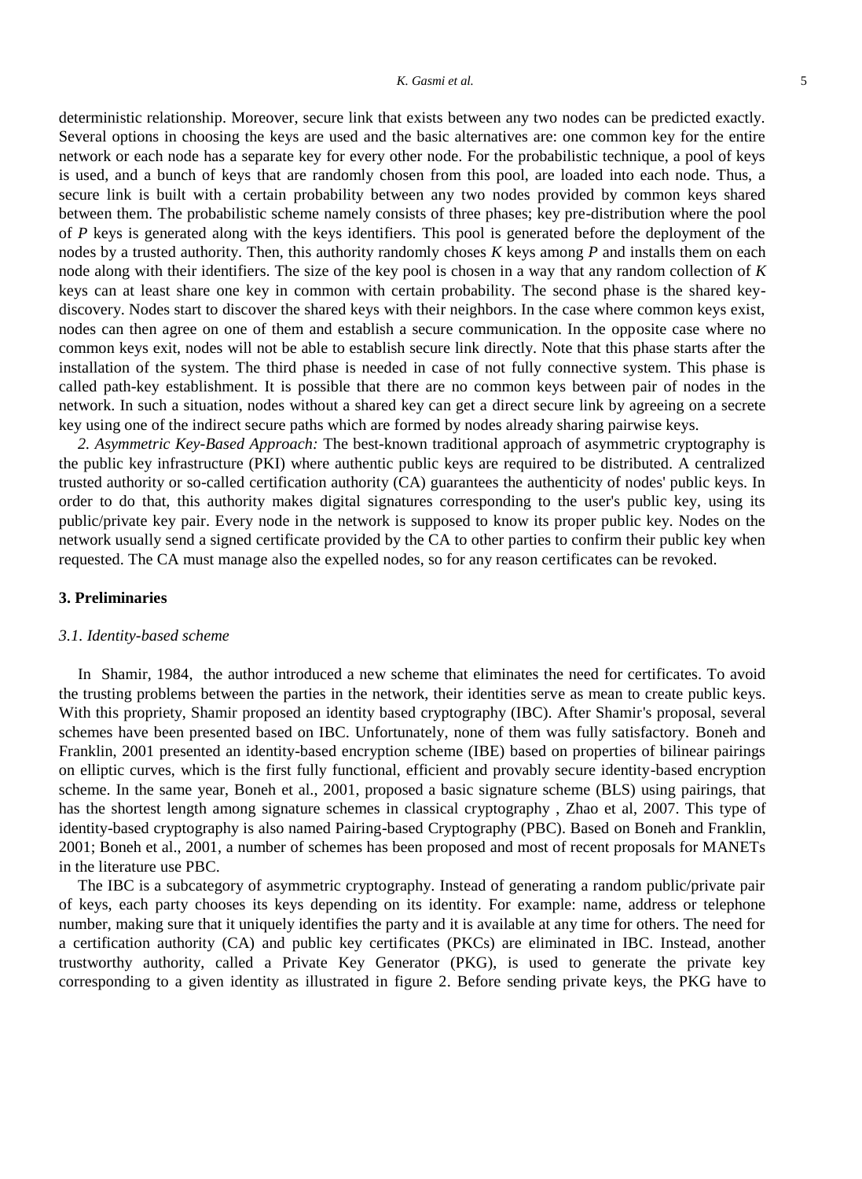deterministic relationship. Moreover, secure link that exists between any two nodes can be predicted exactly. Several options in choosing the keys are used and the basic alternatives are: one common key for the entire network or each node has a separate key for every other node. For the probabilistic technique, a pool of keys is used, and a bunch of keys that are randomly chosen from this pool, are loaded into each node. Thus, a secure link is built with a certain probability between any two nodes provided by common keys shared between them. The probabilistic scheme namely consists of three phases; key pre-distribution where the pool of $P$ keys is generated along with the keys identifiers. This pool is generated before the deployment of the nodes by a trusted authority. Then, this authority randomly choses $K$ keys among $P$ and installs them on each node along with their identifiers. The size of the key pool is chosen in a way that any random collection of $K$ keys can at least share one key in common with certain probability. The second phase is the shared key-discovery. Nodes start to discover the shared keys with their neighbors. In the case where common keys exist, nodes can then agree on one of them and establish a secure communication. In the opposite case where no common keys exit, nodes will not be able to establish secure link directly. Note that this phase starts after the installation of the system. The third phase is needed in case of not fully connective system. This phase is called path-key establishment. It is possible that there are no common keys between pair of nodes in the network. In such a situation, nodes without a shared key can get a direct secure link by agreeing on a secrete key using one of the indirect secure paths which are formed by nodes already sharing pairwise keys.

*2. Asymmetric Key-Based Approach:* The best-known traditional approach of asymmetric cryptography is the public key infrastructure (PKI) where authentic public keys are required to be distributed. A centralized trusted authority or so-called certification authority (CA) guarantees the authenticity of nodes' public keys. In order to do that, this authority makes digital signatures corresponding to the user's public key, using its public/private key pair. Every node in the network is supposed to know its proper public key. Nodes on the network usually send a signed certificate provided by the CA to other parties to confirm their public key when requested. The CA must manage also the expelled nodes, so for any reason certificates can be revoked.

## 3. Preliminaries

### *3.1. Identity-based scheme*

In Shamir, 1984, the author introduced a new scheme that eliminates the need for certificates. To avoid the trusting problems between the parties in the network, their identities serve as mean to create public keys. With this propriety, Shamir proposed an identity based cryptography (IBC). After Shamir's proposal, several schemes have been presented based on IBC. Unfortunately, none of them was fully satisfactory. Boneh and Franklin, 2001 presented an identity-based encryption scheme (IBE) based on properties of bilinear pairings on elliptic curves, which is the first fully functional, efficient and provably secure identity-based encryption scheme. In the same year, Boneh et al., 2001, proposed a basic signature scheme (BLS) using pairings, that has the shortest length among signature schemes in classical cryptography , Zhao et al, 2007. This type of identity-based cryptography is also named Pairing-based Cryptography (PBC). Based on Boneh and Franklin, 2001; Boneh et al., 2001, a number of schemes has been proposed and most of recent proposals for MANETs in the literature use PBC.

The IBC is a subcategory of asymmetric cryptography. Instead of generating a random public/private pair of keys, each party chooses its keys depending on its identity. For example: name, address or telephone number, making sure that it uniquely identifies the party and it is available at any time for others. The need for a certification authority (CA) and public key certificates (PKCs) are eliminated in IBC. Instead, another trustworthy authority, called a Private Key Generator (PKG), is used to generate the private key corresponding to a given identity as illustrated in figure 2. Before sending private keys, the PKG have to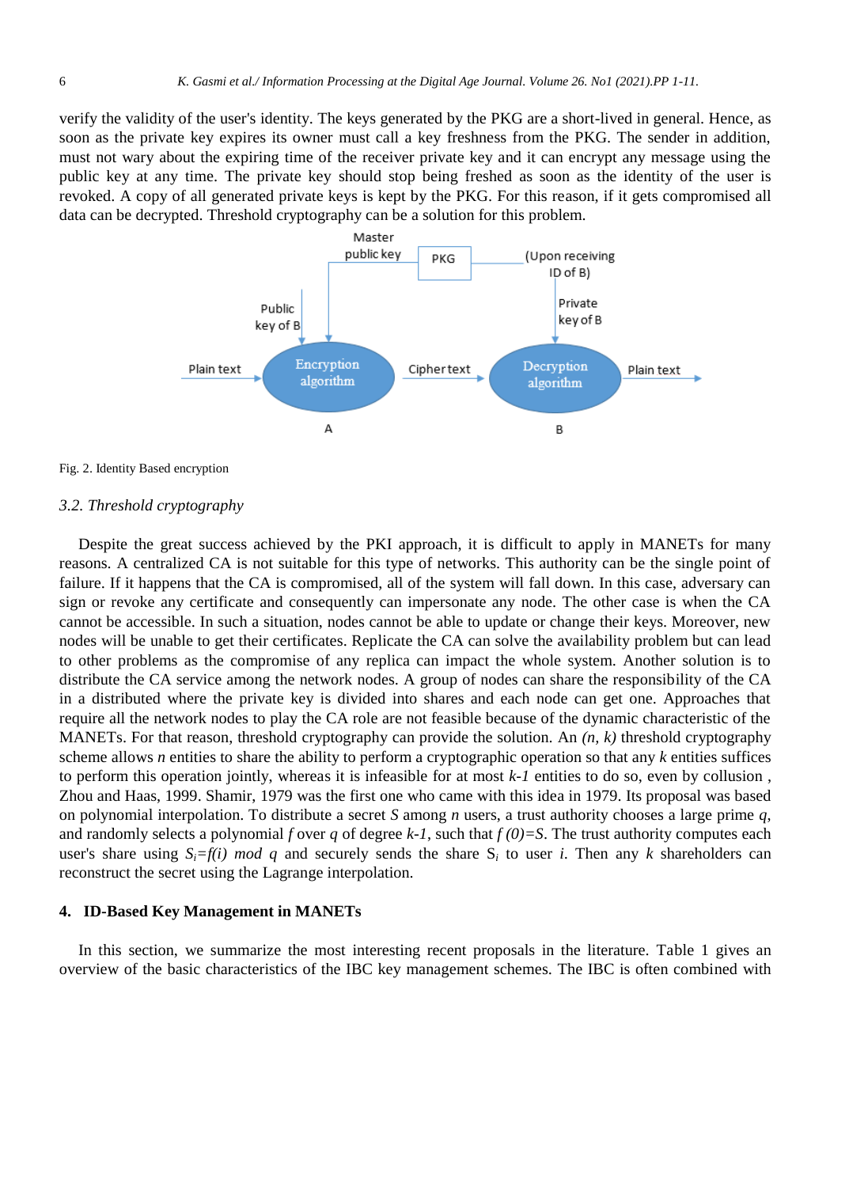verify the validity of the user's identity. The keys generated by the PKG are a short-lived in general. Hence, as soon as the private key expires its owner must call a key freshness from the PKG. The sender in addition, must not wary about the expiring time of the receiver private key and it can encrypt any message using the public key at any time. The private key should stop being freshed as soon as the identity of the user is revoked. A copy of all generated private keys is kept by the PKG. For this reason, if it gets compromised all data can be decrypted. Threshold cryptography can be a solution for this problem.

Fig. 2. Identity Based encryption

### 3.2. Threshold cryptography

Despite the great success achieved by the PKI approach, it is difficult to apply in MANETs for many reasons. A centralized CA is not suitable for this type of networks. This authority can be the single point of failure. If it happens that the CA is compromised, all of the system will fall down. In this case, adversary can sign or revoke any certificate and consequently can impersonate any node. The other case is when the CA cannot be accessible. In such a situation, nodes cannot be able to update or change their keys. Moreover, new nodes will be unable to get their certificates. Replicate the CA can solve the availability problem but can lead to other problems as the compromise of any replica can impact the whole system. Another solution is to distribute the CA service among the network nodes. A group of nodes can share the responsibility of the CA in a distributed where the private key is divided into shares and each node can get one. Approaches that require all the network nodes to play the CA role are not feasible because of the dynamic characteristic of the MANETs. For that reason, threshold cryptography can provide the solution. An *(n, k)* threshold cryptography scheme allows *n* entities to share the ability to perform a cryptographic operation so that any *k* entities suffices to perform this operation jointly, whereas it is infeasible for at most *k-1* entities to do so, even by collusion , Zhou and Haas, 1999. Shamir, 1979 was the first one who came with this idea in 1979. Its proposal was based on polynomial interpolation. To distribute a secret *S* among *n* users, a trust authority chooses a large prime *q*, and randomly selects a polynomial *f* over *q* of degree *k-1*, such that $f(0)=S$. The trust authority computes each user's share using $S_i=f(i) \bmod q$ and securely sends the share $S_i$ to user *i*. Then any *k* shareholders can reconstruct the secret using the Lagrange interpolation.

## 4. ID-Based Key Management in MANETs

In this section, we summarize the most interesting recent proposals in the literature. Table 1 gives an overview of the basic characteristics of the IBC key management schemes. The IBC is often combined with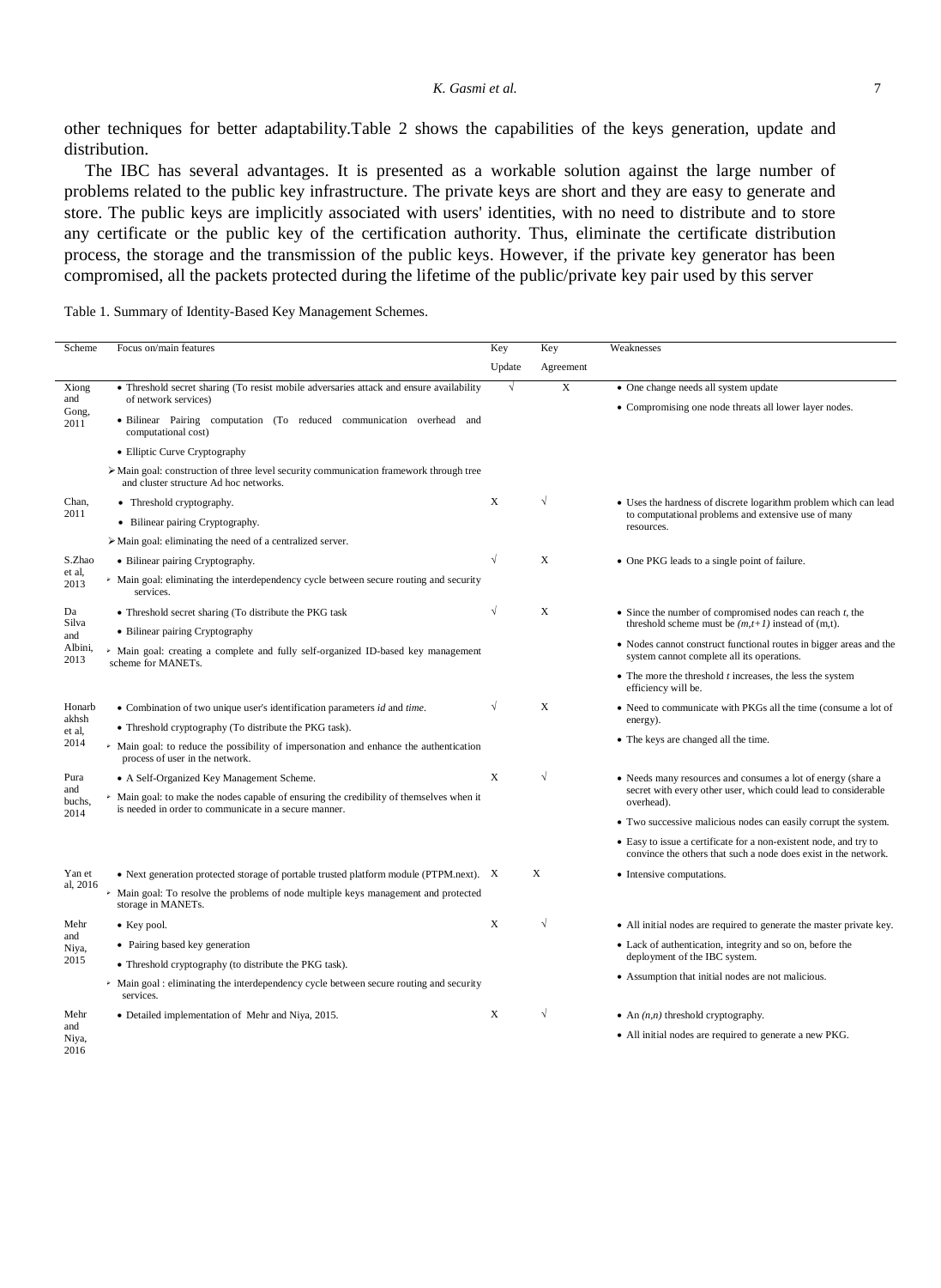other techniques for better adaptability.Table 2 shows the capabilities of the keys generation, update and distribution.

The IBC has several advantages. It is presented as a workable solution against the large number of problems related to the public key infrastructure. The private keys are short and they are easy to generate and store. The public keys are implicitly associated with users' identities, with no need to distribute and to store any certificate or the public key of the certification authority. Thus, eliminate the certificate distribution process, the storage and the transmission of the public keys. However, if the private key generator has been compromised, all the packets protected during the lifetime of the public/private key pair used by this server

Table 1. Summary of Identity-Based Key Management Schemes.

| Scheme | Focus on/main features | Key Update | Key Agreement | Weaknesses |
|---|---|---|---|---|
| Xiong and Gong, 2011 | • Threshold secret sharing (To resist mobile adversaries attack and ensure availability of network services)<br>• Bilinear Pairing computation (To reduced communication overhead and computational cost)<br>• Elliptic Curve Cryptography<br>➢ Main goal: construction of three level security communication framework through tree and cluster structure Ad hoc networks. | √ | X | • One change needs all system update<br>• Compromising one node threats all lower layer nodes. |
| Chan, 2011 | • Threshold cryptography.<br>• Bilinear pairing Cryptography.<br>➢ Main goal: eliminating the need of a centralized server. | X | √ | • Uses the hardness of discrete logarithm problem which can lead to computational problems and extensive use of many resources. |
| S.Zhao et al, 2013 | • Bilinear pairing Cryptography.<br>➢ Main goal: eliminating the interdependency cycle between secure routing and security services. | √ | X | • One PKG leads to a single point of failure. |
| Da Silva and Albini, 2013 | • Threshold secret sharing (To distribute the PKG task<br>• Bilinear pairing Cryptography<br>➢ Main goal: creating a complete and fully self-organized ID-based key management scheme for MANETs. | √ | X | • Since the number of compromised nodes can reach *t*, the threshold scheme must be *(m,t+1)* instead of (m,t).<br>• Nodes cannot construct functional routes in bigger areas and the system cannot complete all its operations.<br>• The more the threshold *t* increases, the less the system efficiency will be. |
| Honarbakhsh et al, 2014 | • Combination of two unique user's identification parameters *id* and *time*.<br>• Threshold cryptography (To distribute the PKG task).<br>➢ Main goal: to reduce the possibility of impersonation and enhance the authentication process of user in the network. | √ | X | • Need to communicate with PKGs all the time (consume a lot of energy).<br>• The keys are changed all the time. |
| Pura and buchs, 2014 | • A Self-Organized Key Management Scheme.<br>➢ Main goal: to make the nodes capable of ensuring the credibility of themselves when it is needed in order to communicate in a secure manner. | X | √ | • Needs many resources and consumes a lot of energy (share a secret with every other user, which could lead to considerable overhead).<br>• Two successive malicious nodes can easily corrupt the system.<br>• Easy to issue a certificate for a non-existent node, and try to convince the others that such a node does exist in the network. |
| Yan et al, 2016 | • Next generation protected storage of portable trusted platform module (PTPM.next).<br>➢ Main goal: To resolve the problems of node multiple keys management and protected storage in MANETs. | X | X | • Intensive computations. |
| Mehr and Niya, 2015 | • Key pool.<br>• Pairing based key generation<br>• Threshold cryptography (to distribute the PKG task).<br>➢ Main goal : eliminating the interdependency cycle between secure routing and security services. | X | √ | • All initial nodes are required to generate the master private key.<br>• Lack of authentication, integrity and so on, before the deployment of the IBC system.<br>• Assumption that initial nodes are not malicious. |
| Mehr and Niya, 2016 | • Detailed implementation of Mehr and Niya, 2015. | X | √ | • An *(n,n)* threshold cryptography.<br>• All initial nodes are required to generate a new PKG. |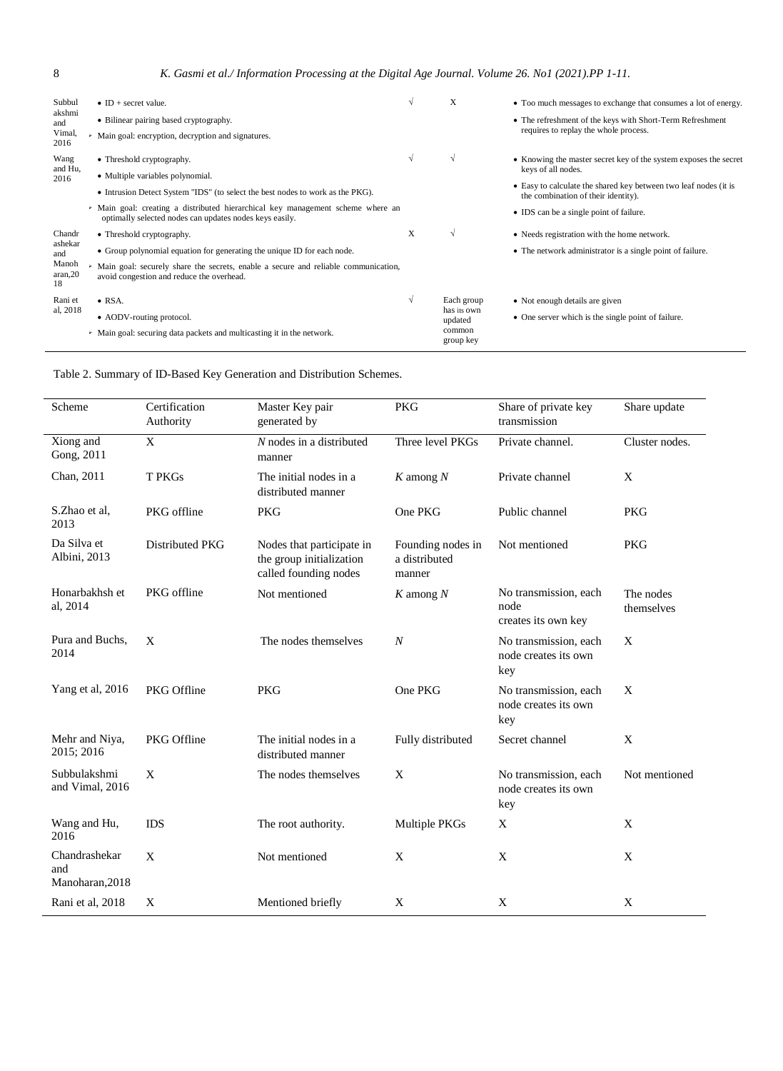| | | | | |
|---|---|---|---|---|
| Subbulakshmi and Vimal, 2016 | • ID + secret value.<br>• Bilinear pairing based cryptography.<br>➢ Main goal: encryption, decryption and signatures. | √ | X | • Too much messages to exchange that consumes a lot of energy.<br>• The refreshment of the keys with Short-Term Refreshment requires to replay the whole process. |
| Wang and Hu, 2016 | • Threshold cryptography.<br>• Multiple variables polynomial.<br>• Intrusion Detect System "IDS" (to select the best nodes to work as the PKG).<br>➢ Main goal: creating a distributed hierarchical key management scheme where an optimally selected nodes can updates nodes keys easily. | √ | √ | • Knowing the master secret key of the system exposes the secret keys of all nodes.<br>• Easy to calculate the shared key between two leaf nodes (it is the combination of their identity).<br>• IDS can be a single point of failure. |
| Chandrashekar and Manoharan,2018 | • Threshold cryptography.<br>• Group polynomial equation for generating the unique ID for each node.<br>➢ Main goal: securely share the secrets, enable a secure and reliable communication, avoid congestion and reduce the overhead. | X | √ | • Needs registration with the home network.<br>• The network administrator is a single point of failure. |
| Rani et al, 2018 | • RSA.<br>• AODV-routing protocol.<br>➢ Main goal: securing data packets and multicasting it in the network. | √ | Each group has its own updated common group key | • Not enough details are given<br>• One server which is the single point of failure. |

Table 2. Summary of ID-Based Key Generation and Distribution Schemes.

| Scheme | Certification Authority | Master Key pair generated by | PKG | Share of private key transmission | Share update |
|---|---|---|---|---|---|
| Xiong and Gong, 2011 | X | *N* nodes in a distributed manner | Three level PKGs | Private channel. | Cluster nodes. |
| Chan, 2011 | T PKGs | The initial nodes in a distributed manner | *K* among *N* | Private channel | X |
| S.Zhao et al, 2013 | PKG offline | PKG | One PKG | Public channel | PKG |
| Da Silva et Albini, 2013 | Distributed PKG | Nodes that participate in the group initialization called founding nodes | Founding nodes in a distributed manner | Not mentioned | PKG |
| Honarbakhsh et al, 2014 | PKG offline | Not mentioned | *K* among *N* | No transmission, each node creates its own key | The nodes themselves |
| Pura and Buchs, 2014 | X | The nodes themselves | *N* | No transmission, each node creates its own key | X |
| Yang et al, 2016 | PKG Offline | PKG | One PKG | No transmission, each node creates its own key | X |
| Mehr and Niya, 2015; 2016 | PKG Offline | The initial nodes in a distributed manner | Fully distributed | Secret channel | X |
| Subbulakshmi and Vimal, 2016 | X | The nodes themselves | X | No transmission, each node creates its own key | Not mentioned |
| Wang and Hu, 2016 | IDS | The root authority. | Multiple PKGs | X | X |
| Chandrashekar and Manoharan,2018 | X | Not mentioned | X | X | X |
| Rani et al, 2018 | X | Mentioned briefly | X | X | X |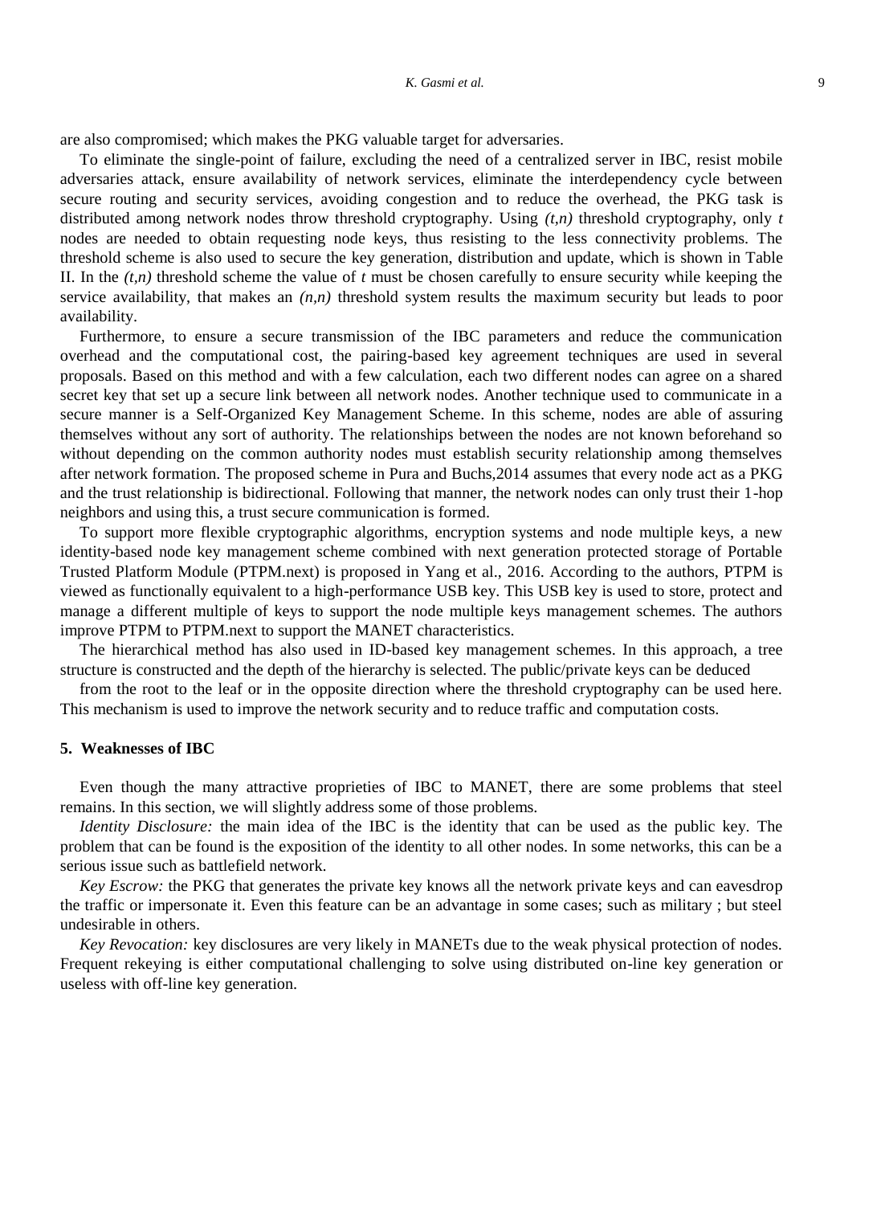are also compromised; which makes the PKG valuable target for adversaries.

To eliminate the single-point of failure, excluding the need of a centralized server in IBC, resist mobile adversaries attack, ensure availability of network services, eliminate the interdependency cycle between secure routing and security services, avoiding congestion and to reduce the overhead, the PKG task is distributed among network nodes throw threshold cryptography. Using *(t,n)* threshold cryptography, only *t* nodes are needed to obtain requesting node keys, thus resisting to the less connectivity problems. The threshold scheme is also used to secure the key generation, distribution and update, which is shown in Table II. In the *(t,n)* threshold scheme the value of *t* must be chosen carefully to ensure security while keeping the service availability, that makes an *(n,n)* threshold system results the maximum security but leads to poor availability.

Furthermore, to ensure a secure transmission of the IBC parameters and reduce the communication overhead and the computational cost, the pairing-based key agreement techniques are used in several proposals. Based on this method and with a few calculation, each two different nodes can agree on a shared secret key that set up a secure link between all network nodes. Another technique used to communicate in a secure manner is a Self-Organized Key Management Scheme. In this scheme, nodes are able of assuring themselves without any sort of authority. The relationships between the nodes are not known beforehand so without depending on the common authority nodes must establish security relationship among themselves after network formation. The proposed scheme in Pura and Buchs,2014 assumes that every node act as a PKG and the trust relationship is bidirectional. Following that manner, the network nodes can only trust their 1-hop neighbors and using this, a trust secure communication is formed.

To support more flexible cryptographic algorithms, encryption systems and node multiple keys, a new identity-based node key management scheme combined with next generation protected storage of Portable Trusted Platform Module (PTPM.next) is proposed in Yang et al., 2016. According to the authors, PTPM is viewed as functionally equivalent to a high-performance USB key. This USB key is used to store, protect and manage a different multiple of keys to support the node multiple keys management schemes. The authors improve PTPM to PTPM.next to support the MANET characteristics.

The hierarchical method has also used in ID-based key management schemes. In this approach, a tree structure is constructed and the depth of the hierarchy is selected. The public/private keys can be deduced

from the root to the leaf or in the opposite direction where the threshold cryptography can be used here. This mechanism is used to improve the network security and to reduce traffic and computation costs.

## 5. Weaknesses of IBC

Even though the many attractive proprieties of IBC to MANET, there are some problems that steel remains. In this section, we will slightly address some of those problems.

*Identity Disclosure:* the main idea of the IBC is the identity that can be used as the public key. The problem that can be found is the exposition of the identity to all other nodes. In some networks, this can be a serious issue such as battlefield network.

*Key Escrow:* the PKG that generates the private key knows all the network private keys and can eavesdrop the traffic or impersonate it. Even this feature can be an advantage in some cases; such as military ; but steel undesirable in others.

*Key Revocation:* key disclosures are very likely in MANETs due to the weak physical protection of nodes. Frequent rekeying is either computational challenging to solve using distributed on-line key generation or useless with off-line key generation.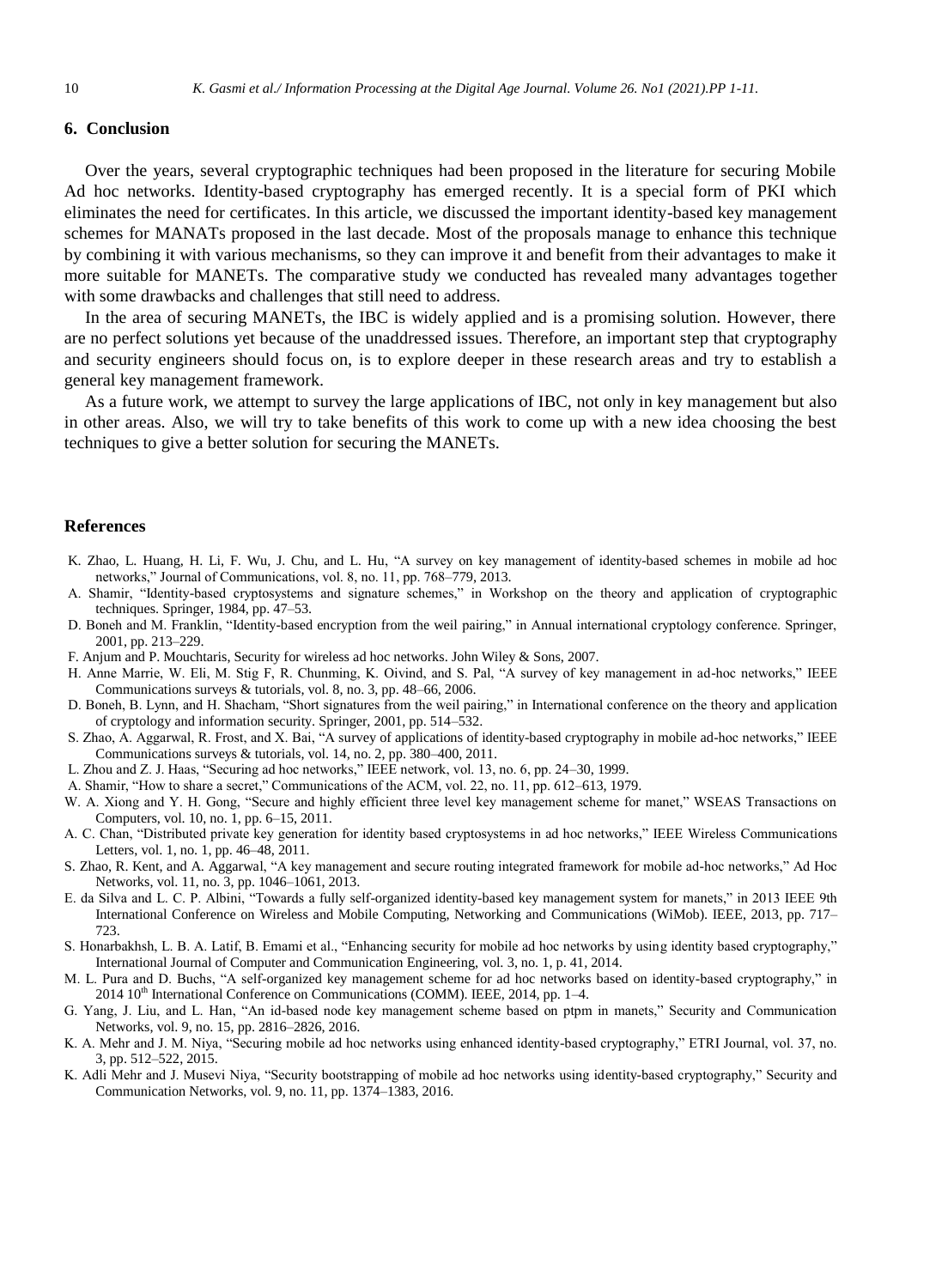## 6. Conclusion

Over the years, several cryptographic techniques had been proposed in the literature for securing Mobile Ad hoc networks. Identity-based cryptography has emerged recently. It is a special form of PKI which eliminates the need for certificates. In this article, we discussed the important identity-based key management schemes for MANATs proposed in the last decade. Most of the proposals manage to enhance this technique by combining it with various mechanisms, so they can improve it and benefit from their advantages to make it more suitable for MANETs. The comparative study we conducted has revealed many advantages together with some drawbacks and challenges that still need to address.

In the area of securing MANETs, the IBC is widely applied and is a promising solution. However, there are no perfect solutions yet because of the unaddressed issues. Therefore, an important step that cryptography and security engineers should focus on, is to explore deeper in these research areas and try to establish a general key management framework.

As a future work, we attempt to survey the large applications of IBC, not only in key management but also in other areas. Also, we will try to take benefits of this work to come up with a new idea choosing the best techniques to give a better solution for securing the MANETs.

## References

K. Zhao, L. Huang, H. Li, F. Wu, J. Chu, and L. Hu, "A survey on key management of identity-based schemes in mobile ad hoc networks," Journal of Communications, vol. 8, no. 11, pp. 768–779, 2013.

A. Shamir, "Identity-based cryptosystems and signature schemes," in Workshop on the theory and application of cryptographic techniques. Springer, 1984, pp. 47–53.

D. Boneh and M. Franklin, "Identity-based encryption from the weil pairing," in Annual international cryptology conference. Springer, 2001, pp. 213–229.

F. Anjum and P. Mouchtaris, Security for wireless ad hoc networks. John Wiley & Sons, 2007.

H. Anne Marrie, W. Eli, M. Stig F, R. Chunming, K. Oivind, and S. Pal, "A survey of key management in ad-hoc networks," IEEE Communications surveys & tutorials, vol. 8, no. 3, pp. 48–66, 2006.

D. Boneh, B. Lynn, and H. Shacham, "Short signatures from the weil pairing," in International conference on the theory and application of cryptology and information security. Springer, 2001, pp. 514–532.

S. Zhao, A. Aggarwal, R. Frost, and X. Bai, "A survey of applications of identity-based cryptography in mobile ad-hoc networks," IEEE Communications surveys & tutorials, vol. 14, no. 2, pp. 380–400, 2011.

L. Zhou and Z. J. Haas, "Securing ad hoc networks," IEEE network, vol. 13, no. 6, pp. 24–30, 1999.

A. Shamir, "How to share a secret," Communications of the ACM, vol. 22, no. 11, pp. 612–613, 1979.

W. A. Xiong and Y. H. Gong, "Secure and highly efficient three level key management scheme for manet," WSEAS Transactions on Computers, vol. 10, no. 1, pp. 6–15, 2011.

A. C. Chan, "Distributed private key generation for identity based cryptosystems in ad hoc networks," IEEE Wireless Communications Letters, vol. 1, no. 1, pp. 46–48, 2011.

S. Zhao, R. Kent, and A. Aggarwal, "A key management and secure routing integrated framework for mobile ad-hoc networks," Ad Hoc Networks, vol. 11, no. 3, pp. 1046–1061, 2013.

E. da Silva and L. C. P. Albini, "Towards a fully self-organized identity-based key management system for manets," in 2013 IEEE 9th International Conference on Wireless and Mobile Computing, Networking and Communications (WiMob). IEEE, 2013, pp. 717–723.

S. Honarbakhsh, L. B. A. Latif, B. Emami et al., "Enhancing security for mobile ad hoc networks by using identity based cryptography," International Journal of Computer and Communication Engineering, vol. 3, no. 1, p. 41, 2014.

M. L. Pura and D. Buchs, "A self-organized key management scheme for ad hoc networks based on identity-based cryptography," in 2014 10th International Conference on Communications (COMM). IEEE, 2014, pp. 1–4.

G. Yang, J. Liu, and L. Han, "An id-based node key management scheme based on ptpm in manets," Security and Communication Networks, vol. 9, no. 15, pp. 2816–2826, 2016.

K. A. Mehr and J. M. Niya, "Securing mobile ad hoc networks using enhanced identity-based cryptography," ETRI Journal, vol. 37, no. 3, pp. 512–522, 2015.

K. Adli Mehr and J. Musevi Niya, "Security bootstrapping of mobile ad hoc networks using identity-based cryptography," Security and Communication Networks, vol. 9, no. 11, pp. 1374–1383, 2016.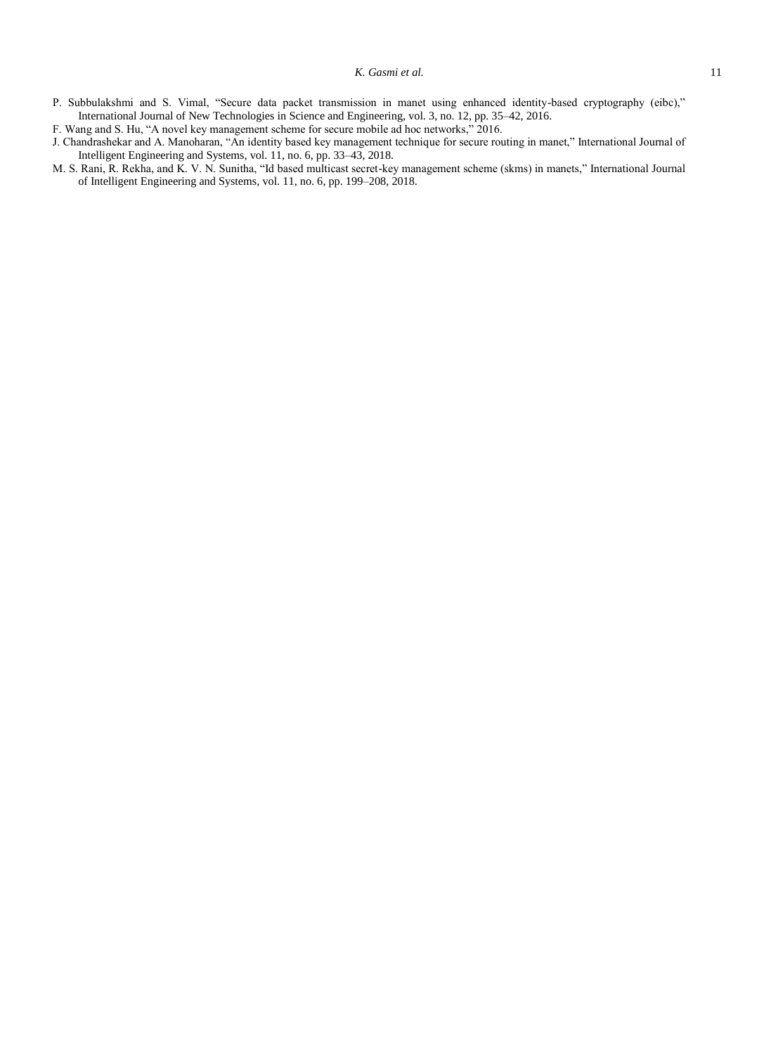P. Subbulakshmi and S. Vimal, "Secure data packet transmission in manet using enhanced identity-based cryptography (eibc)," International Journal of New Technologies in Science and Engineering, vol. 3, no. 12, pp. 35–42, 2016.

F. Wang and S. Hu, "A novel key management scheme for secure mobile ad hoc networks," 2016.

J. Chandrashekar and A. Manoharan, "An identity based key management technique for secure routing in manet," International Journal of Intelligent Engineering and Systems, vol. 11, no. 6, pp. 33–43, 2018.

M. S. Rani, R. Rekha, and K. V. N. Sunitha, "Id based multicast secret-key management scheme (skms) in manets," International Journal of Intelligent Engineering and Systems, vol. 11, no. 6, pp. 199–208, 2018.